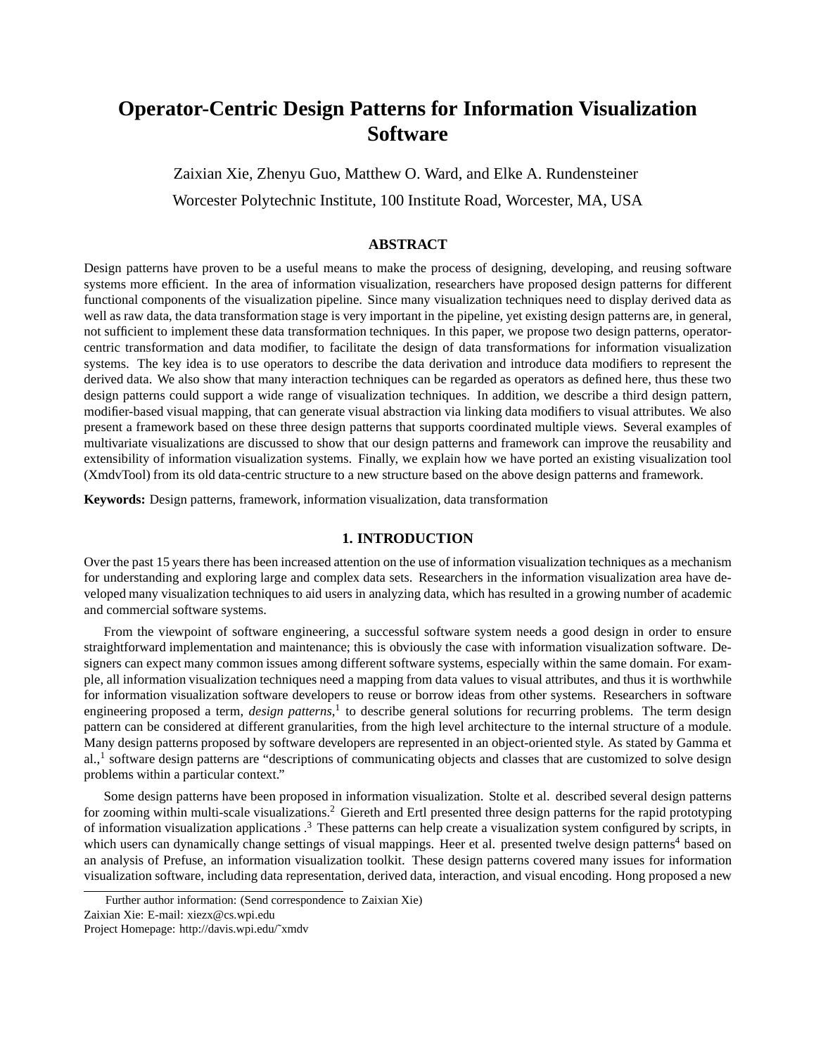# Operator-Centric Design Patterns for Information Visualization Software

Zaixian Xie, Zhenyu Guo, Matthew O. Ward, and Elke A. Rundensteiner

Worcester Polytechnic Institute, 100 Institute Road, Worcester, MA, USA

## ABSTRACT

Design patterns have proven to be a useful means to make the process of designing, developing, and reusing software systems more efficient. In the area of information visualization, researchers have proposed design patterns for different functional components of the visualization pipeline. Since many visualization techniques need to display derived data as well as raw data, the data transformation stage is very important in the pipeline, yet existing design patterns are, in general, not sufficient to implement these data transformation techniques. In this paper, we propose two design patterns, operator-centric transformation and data modifier, to facilitate the design of data transformations for information visualization systems. The key idea is to use operators to describe the data derivation and introduce data modifiers to represent the derived data. We also show that many interaction techniques can be regarded as operators as defined here, thus these two design patterns could support a wide range of visualization techniques. In addition, we describe a third design pattern, modifier-based visual mapping, that can generate visual abstraction via linking data modifiers to visual attributes. We also present a framework based on these three design patterns that supports coordinated multiple views. Several examples of multivariate visualizations are discussed to show that our design patterns and framework can improve the reusability and extensibility of information visualization systems. Finally, we explain how we have ported an existing visualization tool (XmdvTool) from its old data-centric structure to a new structure based on the above design patterns and framework.

**Keywords:** Design patterns, framework, information visualization, data transformation

## 1. INTRODUCTION

Over the past 15 years there has been increased attention on the use of information visualization techniques as a mechanism for understanding and exploring large and complex data sets. Researchers in the information visualization area have developed many visualization techniques to aid users in analyzing data, which has resulted in a growing number of academic and commercial software systems.

From the viewpoint of software engineering, a successful software system needs a good design in order to ensure straightforward implementation and maintenance; this is obviously the case with information visualization software. Designers can expect many common issues among different software systems, especially within the same domain. For example, all information visualization techniques need a mapping from data values to visual attributes, and thus it is worthwhile for information visualization software developers to reuse or borrow ideas from other systems. Researchers in software engineering proposed a term, *design patterns*,[1] to describe general solutions for recurring problems. The term design pattern can be considered at different granularities, from the high level architecture to the internal structure of a module. Many design patterns proposed by software developers are represented in an object-oriented style. As stated by Gamma et al.,[1] software design patterns are "descriptions of communicating objects and classes that are customized to solve design problems within a particular context."

Some design patterns have been proposed in information visualization. Stolte et al. described several design patterns for zooming within multi-scale visualizations.[2] Giereth and Ertl presented three design patterns for the rapid prototyping of information visualization applications .[3] These patterns can help create a visualization system configured by scripts, in which users can dynamically change settings of visual mappings. Heer et al. presented twelve design patterns[4] based on an analysis of Prefuse, an information visualization toolkit. These design patterns covered many issues for information visualization software, including data representation, derived data, interaction, and visual encoding. Hong proposed a new

Further author information: (Send correspondence to Zaixian Xie)
Zaixian Xie: E-mail: xiezx@cs.wpi.edu
Project Homepage: http://davis.wpi.edu/~xmdv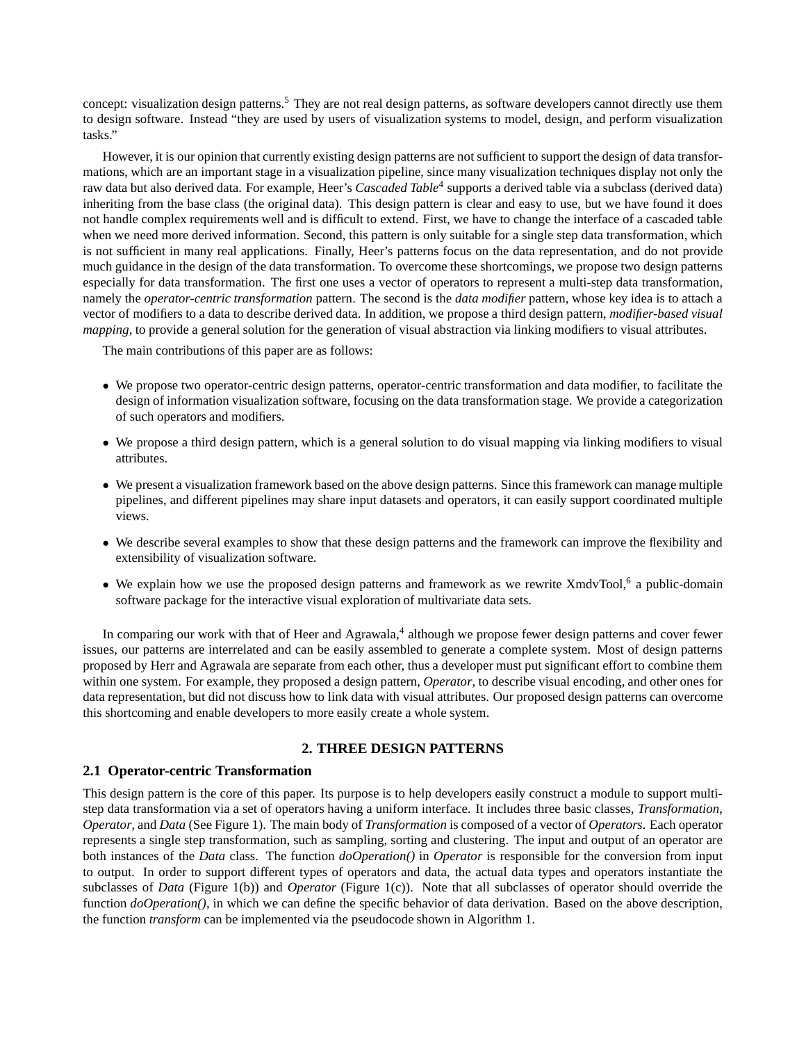concept: visualization design patterns.[5] They are not real design patterns, as software developers cannot directly use them to design software. Instead "they are used by users of visualization systems to model, design, and perform visualization tasks."

However, it is our opinion that currently existing design patterns are not sufficient to support the design of data transformations, which are an important stage in a visualization pipeline, since many visualization techniques display not only the raw data but also derived data. For example, Heer's *Cascaded Table*[4] supports a derived table via a subclass (derived data) inheriting from the base class (the original data). This design pattern is clear and easy to use, but we have found it does not handle complex requirements well and is difficult to extend. First, we have to change the interface of a cascaded table when we need more derived information. Second, this pattern is only suitable for a single step data transformation, which is not sufficient in many real applications. Finally, Heer's patterns focus on the data representation, and do not provide much guidance in the design of the data transformation. To overcome these shortcomings, we propose two design patterns especially for data transformation. The first one uses a vector of operators to represent a multi-step data transformation, namely the *operator-centric transformation* pattern. The second is the *data modifier* pattern, whose key idea is to attach a vector of modifiers to a data to describe derived data. In addition, we propose a third design pattern, *modifier-based visual mapping*, to provide a general solution for the generation of visual abstraction via linking modifiers to visual attributes.

The main contributions of this paper are as follows:

- We propose two operator-centric design patterns, operator-centric transformation and data modifier, to facilitate the design of information visualization software, focusing on the data transformation stage. We provide a categorization of such operators and modifiers.
- We propose a third design pattern, which is a general solution to do visual mapping via linking modifiers to visual attributes.
- We present a visualization framework based on the above design patterns. Since this framework can manage multiple pipelines, and different pipelines may share input datasets and operators, it can easily support coordinated multiple views.
- We describe several examples to show that these design patterns and the framework can improve the flexibility and extensibility of visualization software.
- We explain how we use the proposed design patterns and framework as we rewrite XmdvTool,[6] a public-domain software package for the interactive visual exploration of multivariate data sets.

In comparing our work with that of Heer and Agrawala,[4] although we propose fewer design patterns and cover fewer issues, our patterns are interrelated and can be easily assembled to generate a complete system. Most of design patterns proposed by Herr and Agrawala are separate from each other, thus a developer must put significant effort to combine them within one system. For example, they proposed a design pattern, *Operator*, to describe visual encoding, and other ones for data representation, but did not discuss how to link data with visual attributes. Our proposed design patterns can overcome this shortcoming and enable developers to more easily create a whole system.

## 2. THREE DESIGN PATTERNS

### 2.1 Operator-centric Transformation

This design pattern is the core of this paper. Its purpose is to help developers easily construct a module to support multi-step data transformation via a set of operators having a uniform interface. It includes three basic classes, *Transformation*, *Operator*, and *Data* (See Figure 1). The main body of *Transformation* is composed of a vector of *Operators*. Each operator represents a single step transformation, such as sampling, sorting and clustering. The input and output of an operator are both instances of the *Data* class. The function *doOperation()* in *Operator* is responsible for the conversion from input to output. In order to support different types of operators and data, the actual data types and operators instantiate the subclasses of *Data* (Figure 1(b)) and *Operator* (Figure 1(c)). Note that all subclasses of operator should override the function *doOperation()*, in which we can define the specific behavior of data derivation. Based on the above description, the function *transform* can be implemented via the pseudocode shown in Algorithm 1.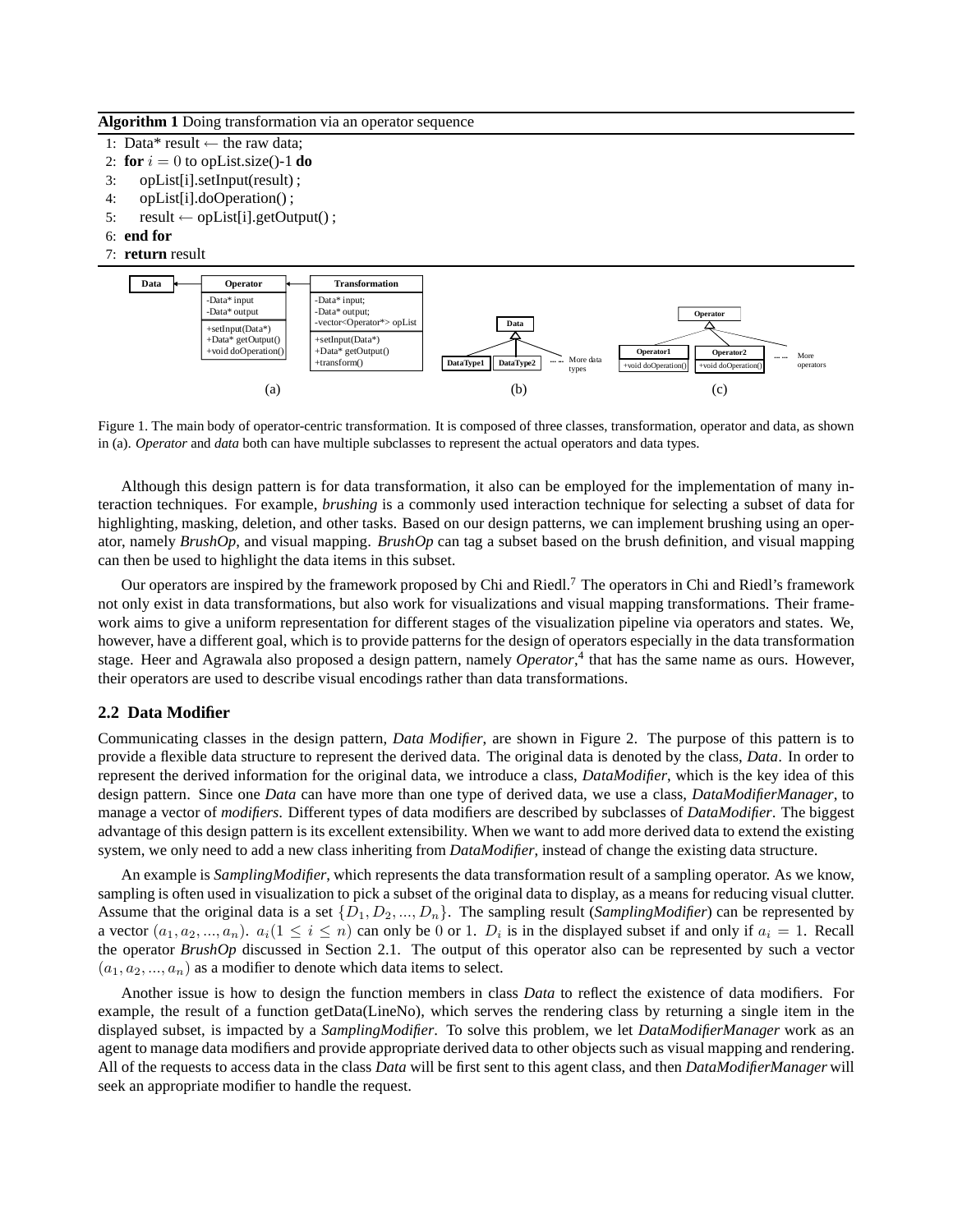**Algorithm 1** Doing transformation via an operator sequence

```
1: Data* result ← the raw data;
2: for i = 0 to opList.size()-1 do
3:     opList[i].setInput(result) ;
4:     opList[i].doOperation() ;
5:     result ← opList[i].getOutput() ;
6: end for
7: return result
```

Figure 1. The main body of operator-centric transformation. It is composed of three classes, transformation, operator and data, as shown in (a). *Operator* and *data* both can have multiple subclasses to represent the actual operators and data types.

Although this design pattern is for data transformation, it also can be employed for the implementation of many interaction techniques. For example, *brushing* is a commonly used interaction technique for selecting a subset of data for highlighting, masking, deletion, and other tasks. Based on our design patterns, we can implement brushing using an operator, namely *BrushOp*, and visual mapping. *BrushOp* can tag a subset based on the brush definition, and visual mapping can then be used to highlight the data items in this subset.

Our operators are inspired by the framework proposed by Chi and Riedl.[7] The operators in Chi and Riedl's framework not only exist in data transformations, but also work for visualizations and visual mapping transformations. Their framework aims to give a uniform representation for different stages of the visualization pipeline via operators and states. We, however, have a different goal, which is to provide patterns for the design of operators especially in the data transformation stage. Heer and Agrawala also proposed a design pattern, namely *Operator*,[4] that has the same name as ours. However, their operators are used to describe visual encodings rather than data transformations.

## 2.2 Data Modifier

Communicating classes in the design pattern, *Data Modifier*, are shown in Figure 2. The purpose of this pattern is to provide a flexible data structure to represent the derived data. The original data is denoted by the class, *Data*. In order to represent the derived information for the original data, we introduce a class, *DataModifier*, which is the key idea of this design pattern. Since one *Data* can have more than one type of derived data, we use a class, *DataModifierManager*, to manage a vector of *modifiers*. Different types of data modifiers are described by subclasses of *DataModifier*. The biggest advantage of this design pattern is its excellent extensibility. When we want to add more derived data to extend the existing system, we only need to add a new class inheriting from *DataModifier*, instead of change the existing data structure.

An example is *SamplingModifier*, which represents the data transformation result of a sampling operator. As we know, sampling is often used in visualization to pick a subset of the original data to display, as a means for reducing visual clutter. Assume that the original data is a set $\{D_1, D_2, ..., D_n\}$. The sampling result (*SamplingModifier*) can be represented by a vector $(a_1, a_2, ..., a_n)$. $a_i (1 \leq i \leq n)$ can only be $0$ or $1$. $D_i$ is in the displayed subset if and only if $a_i = 1$. Recall the operator *BrushOp* discussed in Section 2.1. The output of this operator also can be represented by such a vector $(a_1, a_2, ..., a_n)$ as a modifier to denote which data items to select.

Another issue is how to design the function members in class *Data* to reflect the existence of data modifiers. For example, the result of a function getData(LineNo), which serves the rendering class by returning a single item in the displayed subset, is impacted by a *SamplingModifier*. To solve this problem, we let *DataModifierManager* work as an agent to manage data modifiers and provide appropriate derived data to other objects such as visual mapping and rendering. All of the requests to access data in the class *Data* will be first sent to this agent class, and then *DataModifierManager* will seek an appropriate modifier to handle the request.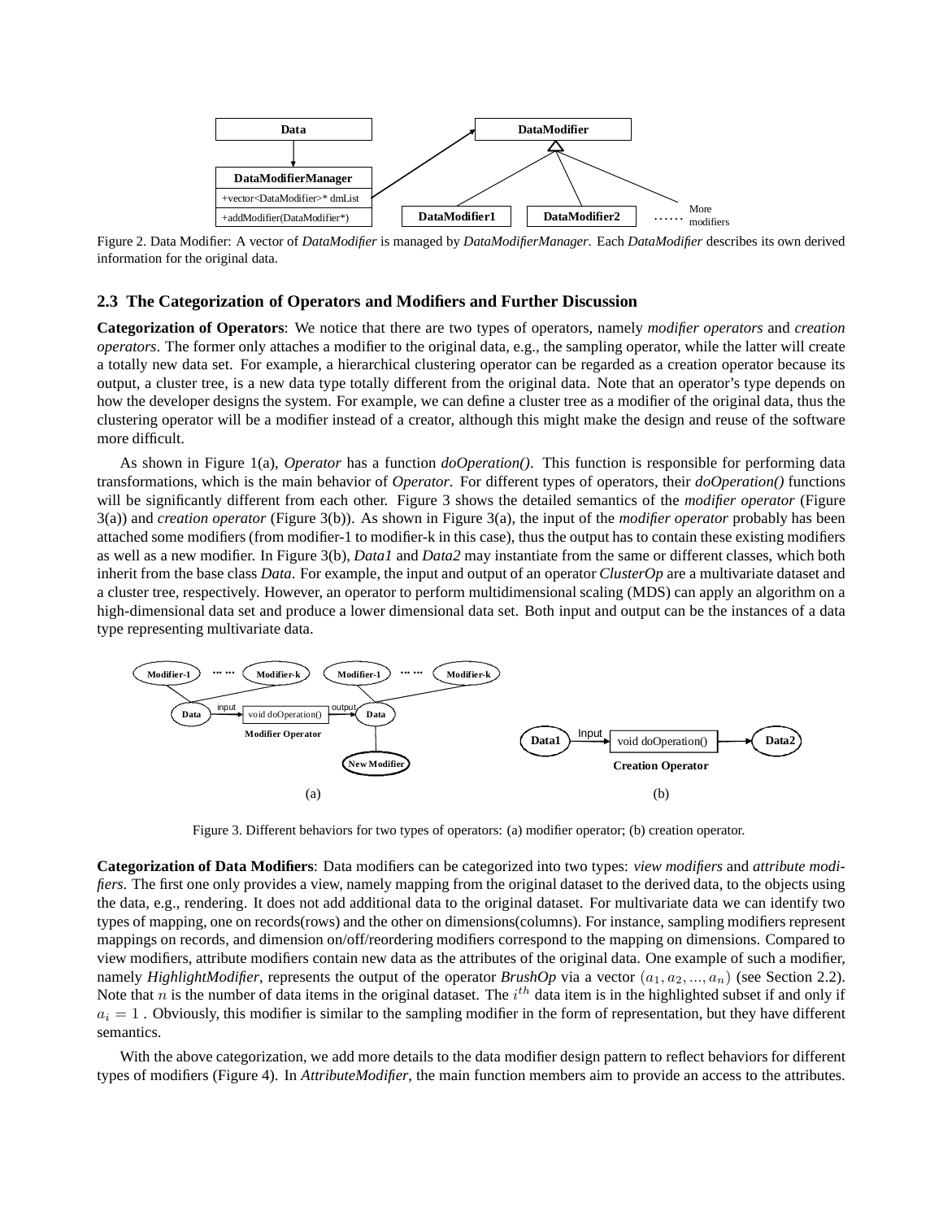Figure 2. Data Modifier: A vector of *DataModifier* is managed by *DataModifierManager*. Each *DataModifier* describes its own derived information for the original data.

### 2.3 The Categorization of Operators and Modifiers and Further Discussion

**Categorization of Operators**: We notice that there are two types of operators, namely *modifier operators* and *creation operators*. The former only attaches a modifier to the original data, e.g., the sampling operator, while the latter will create a totally new data set. For example, a hierarchical clustering operator can be regarded as a creation operator because its output, a cluster tree, is a new data type totally different from the original data. Note that an operator's type depends on how the developer designs the system. For example, we can define a cluster tree as a modifier of the original data, thus the clustering operator will be a modifier instead of a creator, although this might make the design and reuse of the software more difficult.

As shown in Figure 1(a), *Operator* has a function *doOperation()*. This function is responsible for performing data transformations, which is the main behavior of *Operator*. For different types of operators, their *doOperation()* functions will be significantly different from each other. Figure 3 shows the detailed semantics of the *modifier operator* (Figure 3(a)) and *creation operator* (Figure 3(b)). As shown in Figure 3(a), the input of the *modifier operator* probably has been attached some modifiers (from modifier-1 to modifier-k in this case), thus the output has to contain these existing modifiers as well as a new modifier. In Figure 3(b), *Data1* and *Data2* may instantiate from the same or different classes, which both inherit from the base class *Data*. For example, the input and output of an operator *ClusterOp* are a multivariate dataset and a cluster tree, respectively. However, an operator to perform multidimensional scaling (MDS) can apply an algorithm on a high-dimensional data set and produce a lower dimensional data set. Both input and output can be the instances of a data type representing multivariate data.

Figure 3. Different behaviors for two types of operators: (a) modifier operator; (b) creation operator.

**Categorization of Data Modifiers**: Data modifiers can be categorized into two types: *view modifiers* and *attribute modifiers*. The first one only provides a view, namely mapping from the original dataset to the derived data, to the objects using the data, e.g., rendering. It does not add additional data to the original dataset. For multivariate data we can identify two types of mapping, one on records(rows) and the other on dimensions(columns). For instance, sampling modifiers represent mappings on records, and dimension on/off/reordering modifiers correspond to the mapping on dimensions. Compared to view modifiers, attribute modifiers contain new data as the attributes of the original data. One example of such a modifier, namely *HighlightModifier*, represents the output of the operator *BrushOp* via a vector $(a_1, a_2, ..., a_n)$ (see Section 2.2). Note that $n$ is the number of data items in the original dataset. The $i^{th}$ data item is in the highlighted subset if and only if $a_i = 1$ . Obviously, this modifier is similar to the sampling modifier in the form of representation, but they have different semantics.

With the above categorization, we add more details to the data modifier design pattern to reflect behaviors for different types of modifiers (Figure 4). In *AttributeModifier*, the main function members aim to provide an access to the attributes.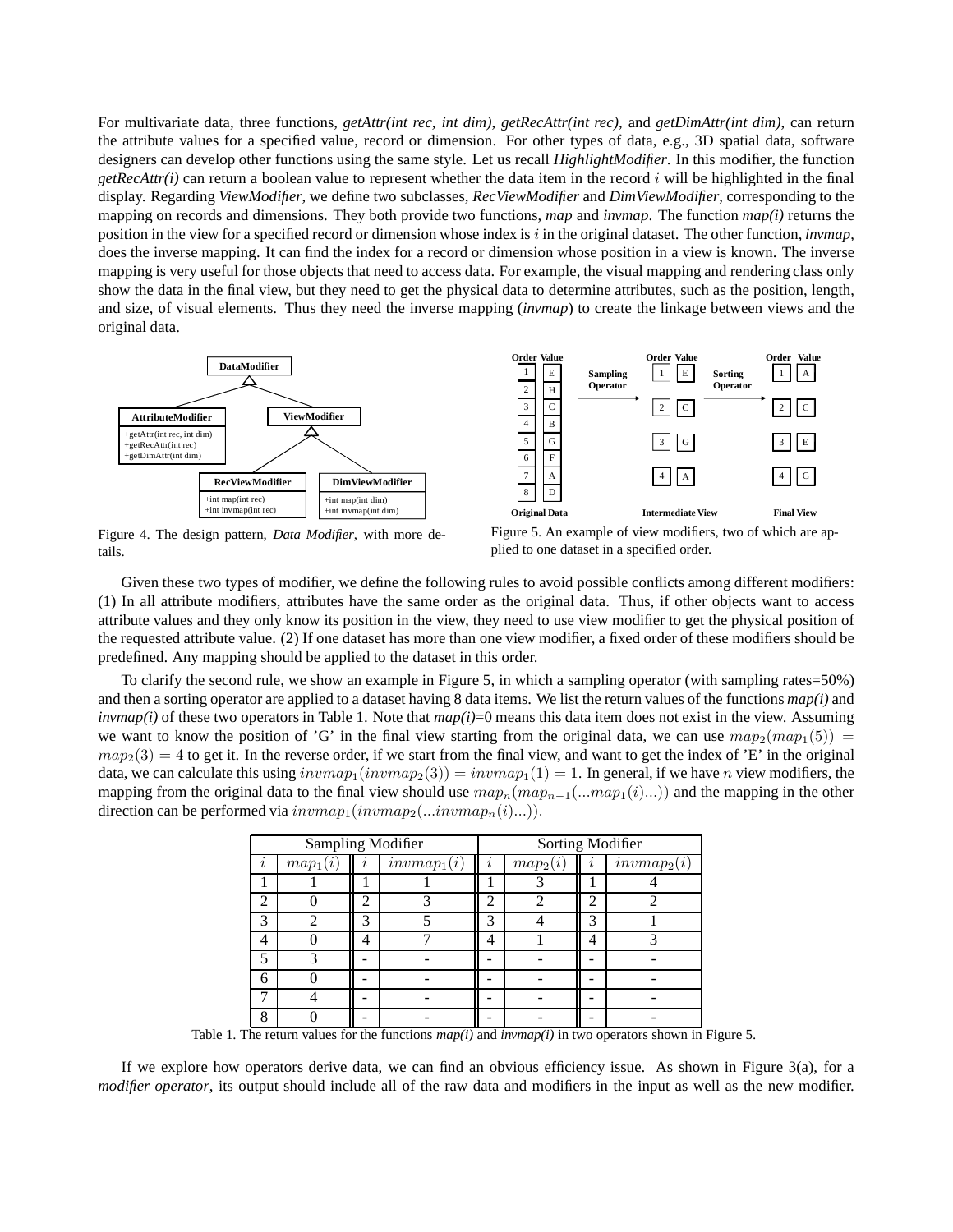For multivariate data, three functions, *getAttr(int rec, int dim)*, *getRecAttr(int rec)*, and *getDimAttr(int dim)*, can return the attribute values for a specified value, record or dimension. For other types of data, e.g., 3D spatial data, software designers can develop other functions using the same style. Let us recall *HighlightModifier*. In this modifier, the function *getRecAttr(i)* can return a boolean value to represent whether the data item in the record $i$ will be highlighted in the final display. Regarding *ViewModifier*, we define two subclasses, *RecViewModifier* and *DimViewModifier*, corresponding to the mapping on records and dimensions. They both provide two functions, *map* and *invmap*. The function *map(i)* returns the position in the view for a specified record or dimension whose index is $i$ in the original dataset. The other function, *invmap*, does the inverse mapping. It can find the index for a record or dimension whose position in a view is known. The inverse mapping is very useful for those objects that need to access data. For example, the visual mapping and rendering class only show the data in the final view, but they need to get the physical data to determine attributes, such as the position, length, and size, of visual elements. Thus they need the inverse mapping (*invmap*) to create the linkage between views and the original data.

Figure 4. The design pattern, *Data Modifier*, with more details.

Figure 5. An example of view modifiers, two of which are applied to one dataset in a specified order.

Given these two types of modifier, we define the following rules to avoid possible conflicts among different modifiers: (1) In all attribute modifiers, attributes have the same order as the original data. Thus, if other objects want to access attribute values and they only know its position in the view, they need to use view modifier to get the physical position of the requested attribute value. (2) If one dataset has more than one view modifier, a fixed order of these modifiers should be predefined. Any mapping should be applied to the dataset in this order.

To clarify the second rule, we show an example in Figure 5, in which a sampling operator (with sampling rates=50%) and then a sorting operator are applied to a dataset having 8 data items. We list the return values of the functions *map(i)* and *invmap(i)* of these two operators in Table 1. Note that *map(i)*=0 means this data item does not exist in the view. Assuming we want to know the position of 'G' in the final view starting from the original data, we can use $map_2(map_1(5)) = map_2(3) = 4$ to get it. In the reverse order, if we start from the final view, and want to get the index of 'E' in the original data, we can calculate this using $invmap_1(invmap_2(3)) = invmap_1(1) = 1$. In general, if we have $n$ view modifiers, the mapping from the original data to the final view should use $map_n(map_{n-1}(...map_1(i)...))$ and the mapping in the other direction can be performed via $invmap_1(invmap_2(...invmap_n(i)...))$.

| Sampling Modifier | | | | Sorting Modifier | | | |
|---|---|---|---|---|---|---|---|
| $i$ | $map_1(i)$ | $i$ | $invmap_1(i)$ | $i$ | $map_2(i)$ | $i$ | $invmap_2(i)$ |
| 1 | 1 | 1 | 1 | 1 | 3 | 1 | 4 |
| 2 | 0 | 2 | 3 | 2 | 2 | 2 | 2 |
| 3 | 2 | 3 | 5 | 3 | 4 | 3 | 1 |
| 4 | 0 | 4 | 7 | 4 | 1 | 4 | 3 |
| 5 | 3 | - | - | - | - | - | - |
| 6 | 0 | - | - | - | - | - | - |
| 7 | 4 | - | - | - | - | - | - |
| 8 | 0 | - | - | - | - | - | - |

Table 1. The return values for the functions *map(i)* and *invmap(i)* in two operators shown in Figure 5.

If we explore how operators derive data, we can find an obvious efficiency issue. As shown in Figure 3(a), for a *modifier operator*, its output should include all of the raw data and modifiers in the input as well as the new modifier.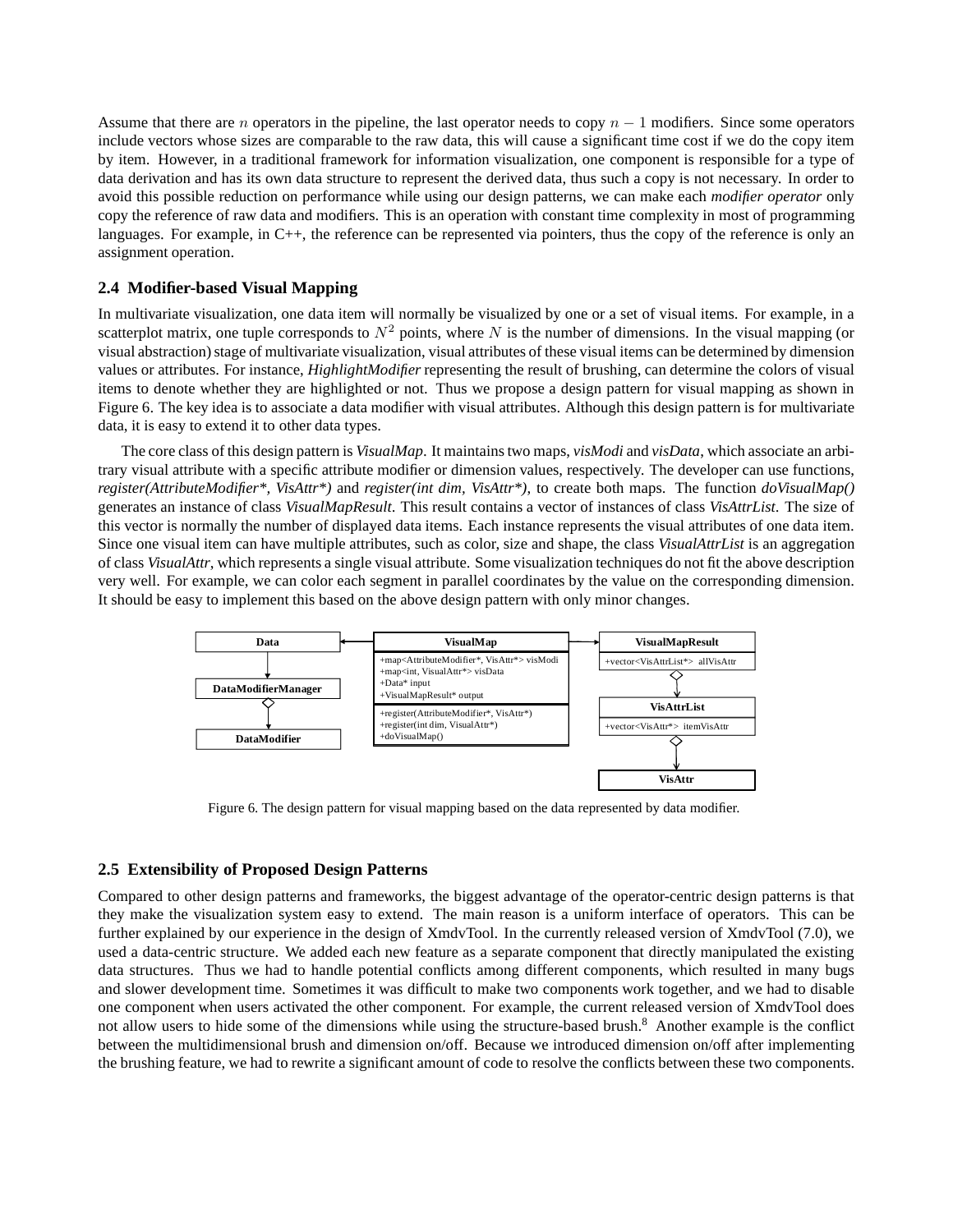Assume that there are $n$ operators in the pipeline, the last operator needs to copy $n - 1$ modifiers. Since some operators include vectors whose sizes are comparable to the raw data, this will cause a significant time cost if we do the copy item by item. However, in a traditional framework for information visualization, one component is responsible for a type of data derivation and has its own data structure to represent the derived data, thus such a copy is not necessary. In order to avoid this possible reduction on performance while using our design patterns, we can make each *modifier operator* only copy the reference of raw data and modifiers. This is an operation with constant time complexity in most of programming languages. For example, in C++, the reference can be represented via pointers, thus the copy of the reference is only an assignment operation.

### 2.4 Modifier-based Visual Mapping

In multivariate visualization, one data item will normally be visualized by one or a set of visual items. For example, in a scatterplot matrix, one tuple corresponds to $N^2$ points, where $N$ is the number of dimensions. In the visual mapping (or visual abstraction) stage of multivariate visualization, visual attributes of these visual items can be determined by dimension values or attributes. For instance, *HighlightModifier* representing the result of brushing, can determine the colors of visual items to denote whether they are highlighted or not. Thus we propose a design pattern for visual mapping as shown in Figure 6. The key idea is to associate a data modifier with visual attributes. Although this design pattern is for multivariate data, it is easy to extend it to other data types.

The core class of this design pattern is *VisualMap*. It maintains two maps, *visModi* and *visData*, which associate an arbitrary visual attribute with a specific attribute modifier or dimension values, respectively. The developer can use functions, *register(AttributeModifier\*, VisAttr\*)* and *register(int dim, VisAttr\*)*, to create both maps. The function *doVisualMap()* generates an instance of class *VisualMapResult*. This result contains a vector of instances of class *VisAttrList*. The size of this vector is normally the number of displayed data items. Each instance represents the visual attributes of one data item. Since one visual item can have multiple attributes, such as color, size and shape, the class *VisualAttrList* is an aggregation of class *VisualAttr*, which represents a single visual attribute. Some visualization techniques do not fit the above description very well. For example, we can color each segment in parallel coordinates by the value on the corresponding dimension. It should be easy to implement this based on the above design pattern with only minor changes.

| Data | VisualMap | VisualMapResult |
|---|---|---|
| DataModifierManager | +map<AttributeModifier*, VisAttr*> visModi<br>+map<int, VisualAttr*> visData<br>+Data* input<br>+VisualMapResult* output | +vector<VisAttrList*> allVisAttr |
| DataModifier | +register(AttributeModifier*, VisAttr*)<br>+register(int dim, VisualAttr*)<br>+doVisualMap() | VisAttrList: +vector<VisAttr*> itemVisAttr |
| | | VisAttr |

Figure 6. The design pattern for visual mapping based on the data represented by data modifier.

### 2.5 Extensibility of Proposed Design Patterns

Compared to other design patterns and frameworks, the biggest advantage of the operator-centric design patterns is that they make the visualization system easy to extend. The main reason is a uniform interface of operators. This can be further explained by our experience in the design of XmdvTool. In the currently released version of XmdvTool (7.0), we used a data-centric structure. We added each new feature as a separate component that directly manipulated the existing data structures. Thus we had to handle potential conflicts among different components, which resulted in many bugs and slower development time. Sometimes it was difficult to make two components work together, and we had to disable one component when users activated the other component. For example, the current released version of XmdvTool does not allow users to hide some of the dimensions while using the structure-based brush.[8] Another example is the conflict between the multidimensional brush and dimension on/off. Because we introduced dimension on/off after implementing the brushing feature, we had to rewrite a significant amount of code to resolve the conflicts between these two components.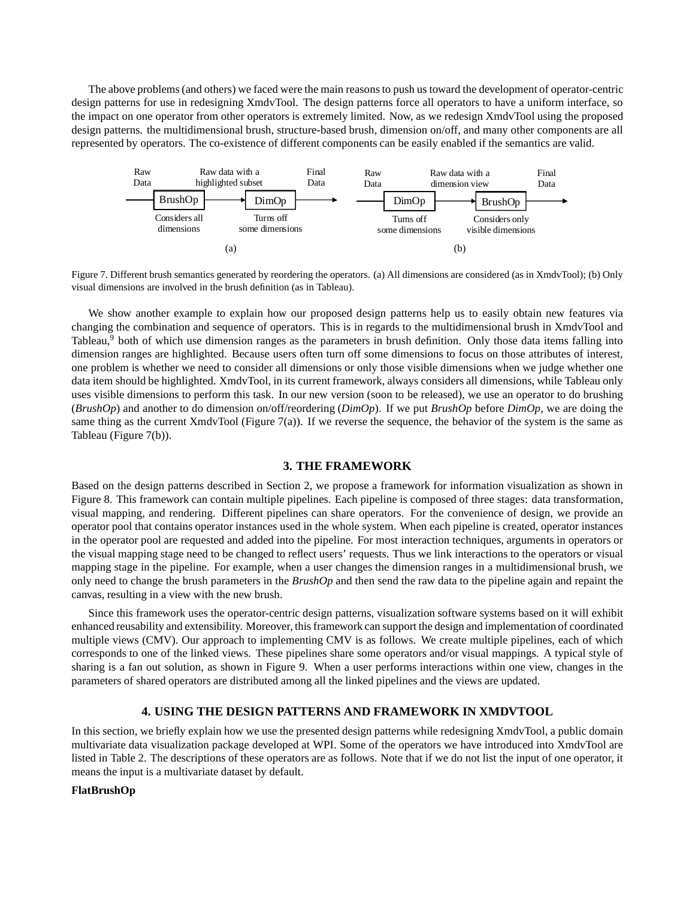The above problems (and others) we faced were the main reasons to push us toward the development of operator-centric design patterns for use in redesigning XmdvTool. The design patterns force all operators to have a uniform interface, so the impact on one operator from other operators is extremely limited. Now, as we redesign XmdvTool using the proposed design patterns. the multidimensional brush, structure-based brush, dimension on/off, and many other components are all represented by operators. The co-existence of different components can be easily enabled if the semantics are valid.

Raw Data → BrushOp (Considers all dimensions) → Raw data with a highlighted subset → DimOp (Turns off some dimensions) → Final Data

(a)

Raw Data → DimOp (Turns off some dimensions) → Raw data with a dimension view → BrushOp (Considers only visible dimensions) → Final Data

(b)

Figure 7. Different brush semantics generated by reordering the operators. (a) All dimensions are considered (as in XmdvTool); (b) Only visual dimensions are involved in the brush definition (as in Tableau).

We show another example to explain how our proposed design patterns help us to easily obtain new features via changing the combination and sequence of operators. This is in regards to the multidimensional brush in XmdvTool and Tableau,[9] both of which use dimension ranges as the parameters in brush definition. Only those data items falling into dimension ranges are highlighted. Because users often turn off some dimensions to focus on those attributes of interest, one problem is whether we need to consider all dimensions or only those visible dimensions when we judge whether one data item should be highlighted. XmdvTool, in its current framework, always considers all dimensions, while Tableau only uses visible dimensions to perform this task. In our new version (soon to be released), we use an operator to do brushing (*BrushOp*) and another to do dimension on/off/reordering (*DimOp*). If we put *BrushOp* before *DimOp*, we are doing the same thing as the current XmdvTool (Figure 7(a)). If we reverse the sequence, the behavior of the system is the same as Tableau (Figure 7(b)).

## 3. THE FRAMEWORK

Based on the design patterns described in Section 2, we propose a framework for information visualization as shown in Figure 8. This framework can contain multiple pipelines. Each pipeline is composed of three stages: data transformation, visual mapping, and rendering. Different pipelines can share operators. For the convenience of design, we provide an operator pool that contains operator instances used in the whole system. When each pipeline is created, operator instances in the operator pool are requested and added into the pipeline. For most interaction techniques, arguments in operators or the visual mapping stage need to be changed to reflect users' requests. Thus we link interactions to the operators or visual mapping stage in the pipeline. For example, when a user changes the dimension ranges in a multidimensional brush, we only need to change the brush parameters in the *BrushOp* and then send the raw data to the pipeline again and repaint the canvas, resulting in a view with the new brush.

Since this framework uses the operator-centric design patterns, visualization software systems based on it will exhibit enhanced reusability and extensibility. Moreover, this framework can support the design and implementation of coordinated multiple views (CMV). Our approach to implementing CMV is as follows. We create multiple pipelines, each of which corresponds to one of the linked views. These pipelines share some operators and/or visual mappings. A typical style of sharing is a fan out solution, as shown in Figure 9. When a user performs interactions within one view, changes in the parameters of shared operators are distributed among all the linked pipelines and the views are updated.

## 4. USING THE DESIGN PATTERNS AND FRAMEWORK IN XMDVTOOL

In this section, we briefly explain how we use the presented design patterns while redesigning XmdvTool, a public domain multivariate data visualization package developed at WPI. Some of the operators we have introduced into XmdvTool are listed in Table 2. The descriptions of these operators are as follows. Note that if we do not list the input of one operator, it means the input is a multivariate dataset by default.

**FlatBrushOp**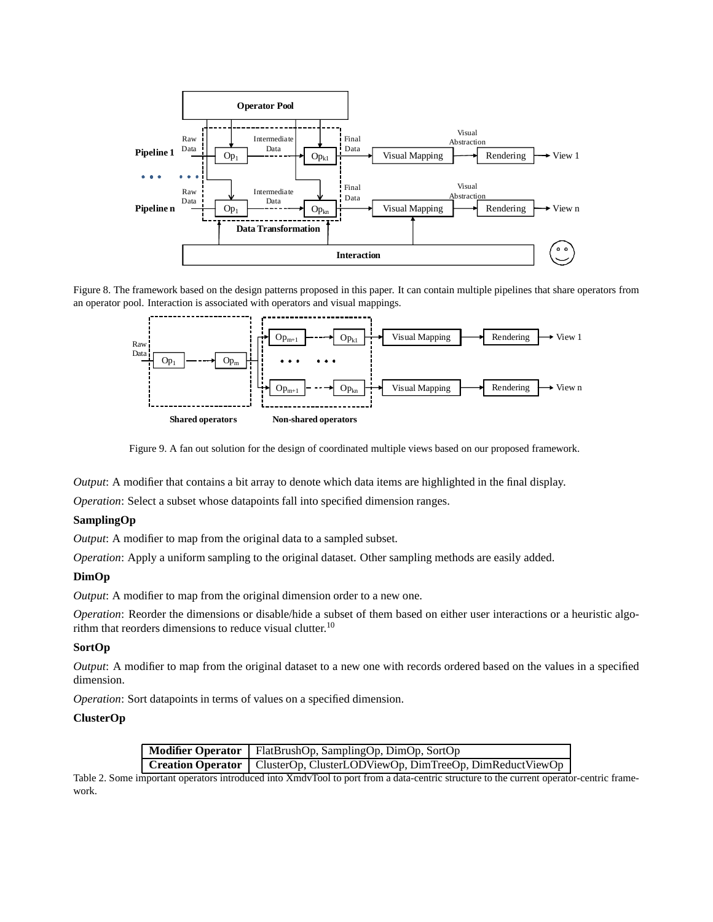Figure 8. The framework based on the design patterns proposed in this paper. It can contain multiple pipelines that share operators from an operator pool. Interaction is associated with operators and visual mappings.

Figure 9. A fan out solution for the design of coordinated multiple views based on our proposed framework.

*Output*: A modifier that contains a bit array to denote which data items are highlighted in the final display.

*Operation*: Select a subset whose datapoints fall into specified dimension ranges.

**SamplingOp**

*Output*: A modifier to map from the original data to a sampled subset.

*Operation*: Apply a uniform sampling to the original dataset. Other sampling methods are easily added.

**DimOp**

*Output*: A modifier to map from the original dimension order to a new one.

*Operation*: Reorder the dimensions or disable/hide a subset of them based on either user interactions or a heuristic algorithm that reorders dimensions to reduce visual clutter.[10]

**SortOp**

*Output*: A modifier to map from the original dataset to a new one with records ordered based on the values in a specified dimension.

*Operation*: Sort datapoints in terms of values on a specified dimension.

**ClusterOp**

| | |
|---|---|
| **Modifier Operator** | FlatBrushOp, SamplingOp, DimOp, SortOp |
| **Creation Operator** | ClusterOp, ClusterLODViewOp, DimTreeOp, DimReductViewOp |

Table 2. Some important operators introduced into XmdvTool to port from a data-centric structure to the current operator-centric framework.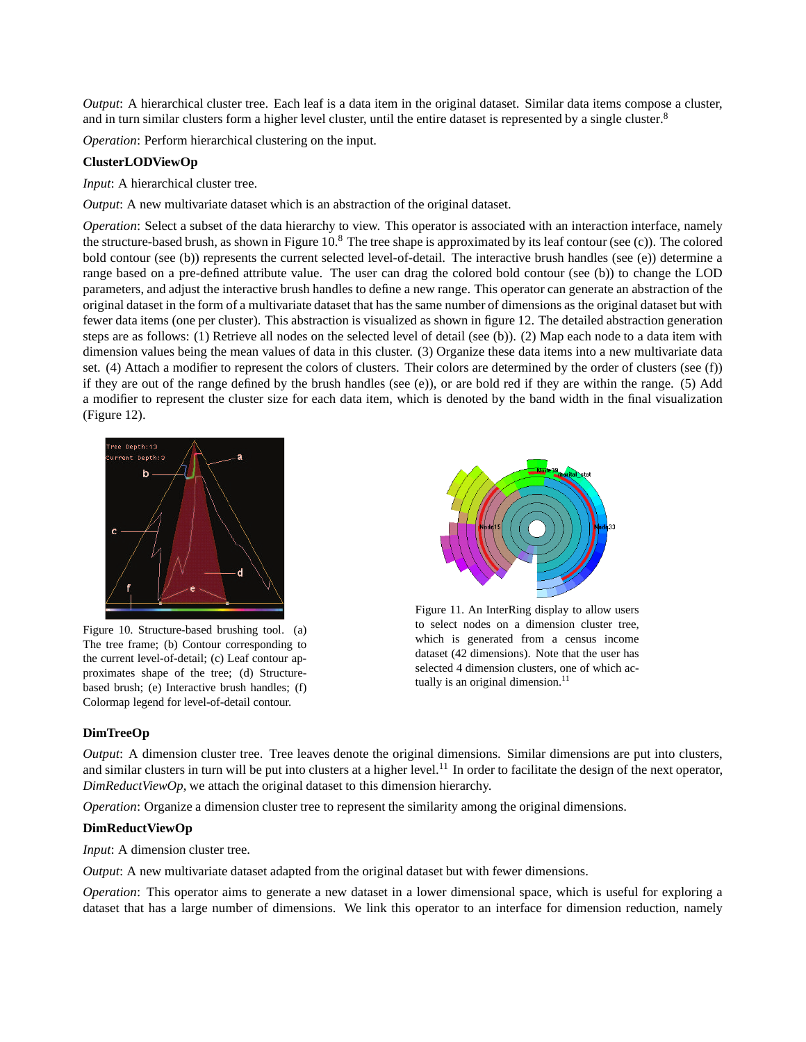*Output*: A hierarchical cluster tree. Each leaf is a data item in the original dataset. Similar data items compose a cluster, and in turn similar clusters form a higher level cluster, until the entire dataset is represented by a single cluster.[8]

*Operation*: Perform hierarchical clustering on the input.

**ClusterLODViewOp**

*Input*: A hierarchical cluster tree.

*Output*: A new multivariate dataset which is an abstraction of the original dataset.

*Operation*: Select a subset of the data hierarchy to view. This operator is associated with an interaction interface, namely the structure-based brush, as shown in Figure 10.[8] The tree shape is approximated by its leaf contour (see (c)). The colored bold contour (see (b)) represents the current selected level-of-detail. The interactive brush handles (see (e)) determine a range based on a pre-defined attribute value. The user can drag the colored bold contour (see (b)) to change the LOD parameters, and adjust the interactive brush handles to define a new range. This operator can generate an abstraction of the original dataset in the form of a multivariate dataset that has the same number of dimensions as the original dataset but with fewer data items (one per cluster). This abstraction is visualized as shown in figure 12. The detailed abstraction generation steps are as follows: (1) Retrieve all nodes on the selected level of detail (see (b)). (2) Map each node to a data item with dimension values being the mean values of data in this cluster. (3) Organize these data items into a new multivariate data set. (4) Attach a modifier to represent the colors of clusters. Their colors are determined by the order of clusters (see (f)) if they are out of the range defined by the brush handles (see (e)), or are bold red if they are within the range. (5) Add a modifier to represent the cluster size for each data item, which is denoted by the band width in the final visualization (Figure 12).

Figure 10. Structure-based brushing tool. (a) The tree frame; (b) Contour corresponding to the current level-of-detail; (c) Leaf contour approximates shape of the tree; (d) Structure-based brush; (e) Interactive brush handles; (f) Colormap legend for level-of-detail contour.

Figure 11. An InterRing display to allow users to select nodes on a dimension cluster tree, which is generated from a census income dataset (42 dimensions). Note that the user has selected 4 dimension clusters, one of which actually is an original dimension.[11]

**DimTreeOp**

*Output*: A dimension cluster tree. Tree leaves denote the original dimensions. Similar dimensions are put into clusters, and similar clusters in turn will be put into clusters at a higher level.[11] In order to facilitate the design of the next operator, *DimReductViewOp*, we attach the original dataset to this dimension hierarchy.

*Operation*: Organize a dimension cluster tree to represent the similarity among the original dimensions.

**DimReductViewOp**

*Input*: A dimension cluster tree.

*Output*: A new multivariate dataset adapted from the original dataset but with fewer dimensions.

*Operation*: This operator aims to generate a new dataset in a lower dimensional space, which is useful for exploring a dataset that has a large number of dimensions. We link this operator to an interface for dimension reduction, namely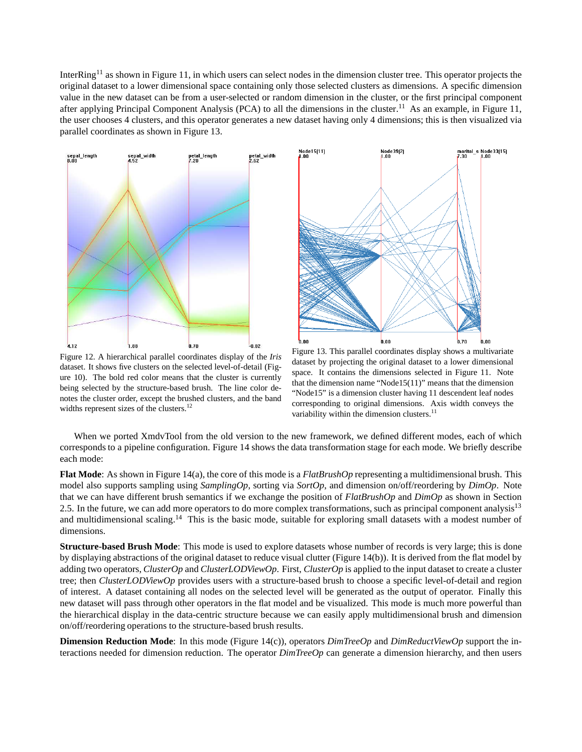InterRing[11] as shown in Figure 11, in which users can select nodes in the dimension cluster tree. This operator projects the original dataset to a lower dimensional space containing only those selected clusters as dimensions. A specific dimension value in the new dataset can be from a user-selected or random dimension in the cluster, or the first principal component after applying Principal Component Analysis (PCA) to all the dimensions in the cluster.[11] As an example, in Figure 11, the user chooses 4 clusters, and this operator generates a new dataset having only 4 dimensions; this is then visualized via parallel coordinates as shown in Figure 13.

Figure 12. A hierarchical parallel coordinates display of the *Iris* dataset. It shows five clusters on the selected level-of-detail (Figure 10). The bold red color means that the cluster is currently being selected by the structure-based brush. The line color denotes the cluster order, except the brushed clusters, and the band widths represent sizes of the clusters.[12]

Figure 13. This parallel coordinates display shows a multivariate dataset by projecting the original dataset to a lower dimensional space. It contains the dimensions selected in Figure 11. Note that the dimension name "Node15(11)" means that the dimension "Node15" is a dimension cluster having 11 descendent leaf nodes corresponding to original dimensions. Axis width conveys the variability within the dimension clusters.[11]

When we ported XmdvTool from the old version to the new framework, we defined different modes, each of which corresponds to a pipeline configuration. Figure 14 shows the data transformation stage for each mode. We briefly describe each mode:

**Flat Mode**: As shown in Figure 14(a), the core of this mode is a *FlatBrushOp* representing a multidimensional brush. This model also supports sampling using *SamplingOp*, sorting via *SortOp*, and dimension on/off/reordering by *DimOp*. Note that we can have different brush semantics if we exchange the position of *FlatBrushOp* and *DimOp* as shown in Section 2.5. In the future, we can add more operators to do more complex transformations, such as principal component analysis[13] and multidimensional scaling.[14] This is the basic mode, suitable for exploring small datasets with a modest number of dimensions.

**Structure-based Brush Mode**: This mode is used to explore datasets whose number of records is very large; this is done by displaying abstractions of the original dataset to reduce visual clutter (Figure 14(b)). It is derived from the flat model by adding two operators, *ClusterOp* and *ClusterLODViewOp*. First, *ClusterOp* is applied to the input dataset to create a cluster tree; then *ClusterLODViewOp* provides users with a structure-based brush to choose a specific level-of-detail and region of interest. A dataset containing all nodes on the selected level will be generated as the output of operator. Finally this new dataset will pass through other operators in the flat model and be visualized. This mode is much more powerful than the hierarchical display in the data-centric structure because we can easily apply multidimensional brush and dimension on/off/reordering operations to the structure-based brush results.

**Dimension Reduction Mode**: In this mode (Figure 14(c)), operators *DimTreeOp* and *DimReductViewOp* support the interactions needed for dimension reduction. The operator *DimTreeOp* can generate a dimension hierarchy, and then users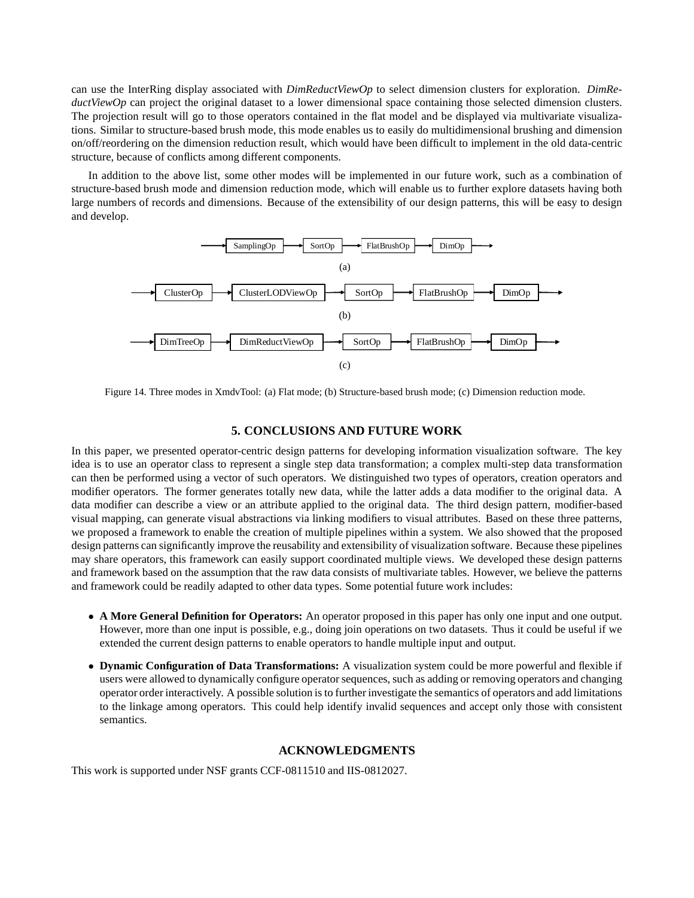can use the InterRing display associated with *DimReductViewOp* to select dimension clusters for exploration. *DimReductViewOp* can project the original dataset to a lower dimensional space containing those selected dimension clusters. The projection result will go to those operators contained in the flat model and be displayed via multivariate visualizations. Similar to structure-based brush mode, this mode enables us to easily do multidimensional brushing and dimension on/off/reordering on the dimension reduction result, which would have been difficult to implement in the old data-centric structure, because of conflicts among different components.

In addition to the above list, some other modes will be implemented in our future work, such as a combination of structure-based brush mode and dimension reduction mode, which will enable us to further explore datasets having both large numbers of records and dimensions. Because of the extensibility of our design patterns, this will be easy to design and develop.

→ SamplingOp → SortOp → FlatBrushOp → DimOp →

(a)

→ ClusterOp → ClusterLODViewOp → SortOp → FlatBrushOp → DimOp →

(b)

→ DimTreeOp → DimReductViewOp → SortOp → FlatBrushOp → DimOp →

(c)

Figure 14. Three modes in XmdvTool: (a) Flat mode; (b) Structure-based brush mode; (c) Dimension reduction mode.

## 5. CONCLUSIONS AND FUTURE WORK

In this paper, we presented operator-centric design patterns for developing information visualization software. The key idea is to use an operator class to represent a single step data transformation; a complex multi-step data transformation can then be performed using a vector of such operators. We distinguished two types of operators, creation operators and modifier operators. The former generates totally new data, while the latter adds a data modifier to the original data. A data modifier can describe a view or an attribute applied to the original data. The third design pattern, modifier-based visual mapping, can generate visual abstractions via linking modifiers to visual attributes. Based on these three patterns, we proposed a framework to enable the creation of multiple pipelines within a system. We also showed that the proposed design patterns can significantly improve the reusability and extensibility of visualization software. Because these pipelines may share operators, this framework can easily support coordinated multiple views. We developed these design patterns and framework based on the assumption that the raw data consists of multivariate tables. However, we believe the patterns and framework could be readily adapted to other data types. Some potential future work includes:

- **A More General Definition for Operators:** An operator proposed in this paper has only one input and one output. However, more than one input is possible, e.g., doing join operations on two datasets. Thus it could be useful if we extended the current design patterns to enable operators to handle multiple input and output.
- **Dynamic Configuration of Data Transformations:** A visualization system could be more powerful and flexible if users were allowed to dynamically configure operator sequences, such as adding or removing operators and changing operator order interactively. A possible solution is to further investigate the semantics of operators and add limitations to the linkage among operators. This could help identify invalid sequences and accept only those with consistent semantics.

## ACKNOWLEDGMENTS

This work is supported under NSF grants CCF-0811510 and IIS-0812027.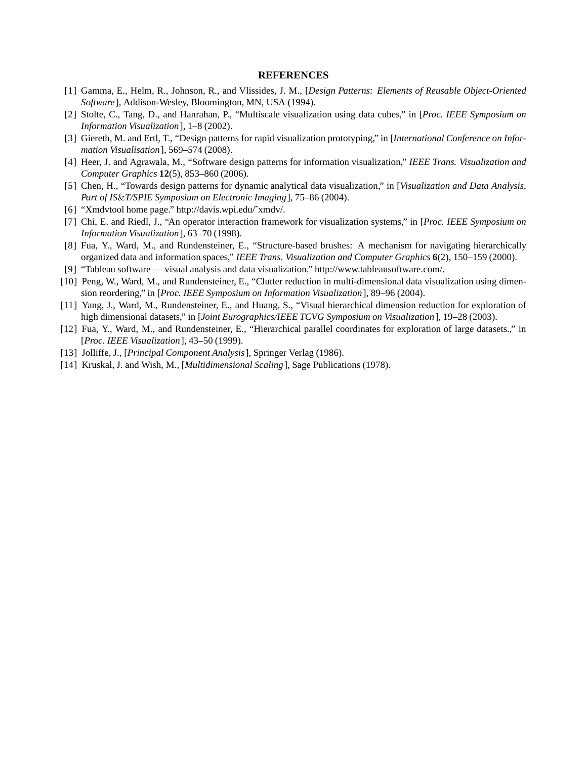## REFERENCES

[1] Gamma, E., Helm, R., Johnson, R., and Vlissides, J. M., [*Design Patterns: Elements of Reusable Object-Oriented Software*], Addison-Wesley, Bloomington, MN, USA (1994).

[2] Stolte, C., Tang, D., and Hanrahan, P., "Multiscale visualization using data cubes," in [*Proc. IEEE Symposium on Information Visualization*], 1–8 (2002).

[3] Giereth, M. and Ertl, T., "Design patterns for rapid visualization prototyping," in [*International Conference on Information Visualisation*], 569–574 (2008).

[4] Heer, J. and Agrawala, M., "Software design patterns for information visualization," *IEEE Trans. Visualization and Computer Graphics* **12**(5), 853–860 (2006).

[5] Chen, H., "Towards design patterns for dynamic analytical data visualization," in [*Visualization and Data Analysis, Part of IS&T/SPIE Symposium on Electronic Imaging*], 75–86 (2004).

[6] "Xmdvtool home page." http://davis.wpi.edu/˜xmdv/.

[7] Chi, E. and Riedl, J., "An operator interaction framework for visualization systems," in [*Proc. IEEE Symposium on Information Visualization*], 63–70 (1998).

[8] Fua, Y., Ward, M., and Rundensteiner, E., "Structure-based brushes: A mechanism for navigating hierarchically organized data and information spaces," *IEEE Trans. Visualization and Computer Graphics* **6**(2), 150–159 (2000).

[9] "Tableau software — visual analysis and data visualization." http://www.tableausoftware.com/.

[10] Peng, W., Ward, M., and Rundensteiner, E., "Clutter reduction in multi-dimensional data visualization using dimension reordering," in [*Proc. IEEE Symposium on Information Visualization*], 89–96 (2004).

[11] Yang, J., Ward, M., Rundensteiner, E., and Huang, S., "Visual hierarchical dimension reduction for exploration of high dimensional datasets," in [*Joint Eurographics/IEEE TCVG Symposium on Visualization*], 19–28 (2003).

[12] Fua, Y., Ward, M., and Rundensteiner, E., "Hierarchical parallel coordinates for exploration of large datasets.," in [*Proc. IEEE Visualization*], 43–50 (1999).

[13] Jolliffe, J., [*Principal Component Analysis*], Springer Verlag (1986).

[14] Kruskal, J. and Wish, M., [*Multidimensional Scaling*], Sage Publications (1978).